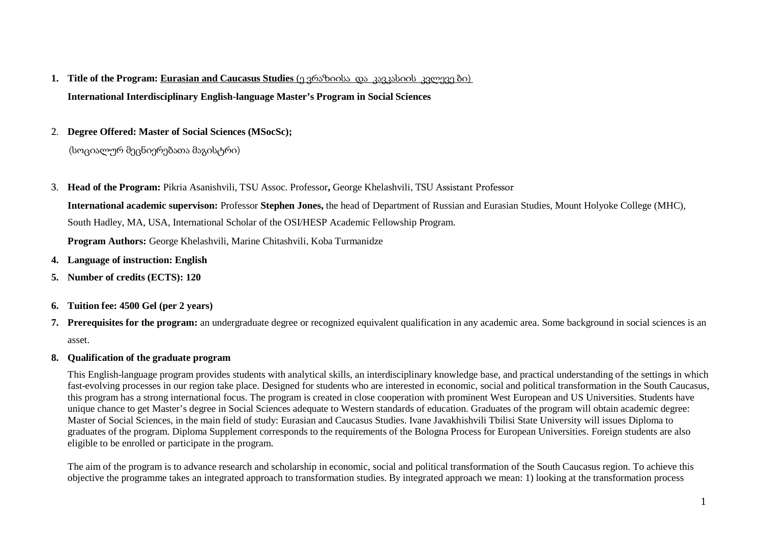1. **Title of the Program: Eurasian and Caucasus Studies** (ევრაზიისა და კავკასიის კვლევები)

   **International Interdisciplinary English-language Master's Program in Social Sciences**

2. **Degree Offered: Master of Social Sciences (MSocSc);**

   (სოციალურ მეცნიერებათა მაგისტრი)

3. **Head of the Program:** Pikria Asanishvili, TSU Assoc. Professor**,** George Khelashvili, TSU Assistant Professor

   **International academic supervison:** Professor **Stephen Jones,** the head of Department of Russian and Eurasian Studies, Mount Holyoke College (MHC), South Hadley, MA, USA, International Scholar of the OSI/HESP Academic Fellowship Program.

   **Program Authors:** George Khelashvili, Marine Chitashvili, Koba Turmanidze

4. **Language of instruction: English**
5. **Number of credits (ECTS): 120**
6. **Tuition fee: 4500 Gel (per 2 years)**
7. **Prerequisites for the program:** an undergraduate degree or recognized equivalent qualification in any academic area. Some background in social sciences is an asset.
8. **Qualification of the graduate program**

   This English-language program provides students with analytical skills, an interdisciplinary knowledge base, and practical understanding of the settings in which fast-evolving processes in our region take place. Designed for students who are interested in economic, social and political transformation in the South Caucasus, this program has a strong international focus. The program is created in close cooperation with prominent West European and US Universities. Students have unique chance to get Master's degree in Social Sciences adequate to Western standards of education. Graduates of the program will obtain academic degree: Master of Social Sciences, in the main field of study: Eurasian and Caucasus Studies. Ivane Javakhishvili Tbilisi State University will issues Diploma to graduates of the program. Diploma Supplement corresponds to the requirements of the Bologna Process for European Universities. Foreign students are also eligible to be enrolled or participate in the program.

   The aim of the program is to advance research and scholarship in economic, social and political transformation of the South Caucasus region. To achieve this objective the programme takes an integrated approach to transformation studies. By integrated approach we mean: 1) looking at the transformation process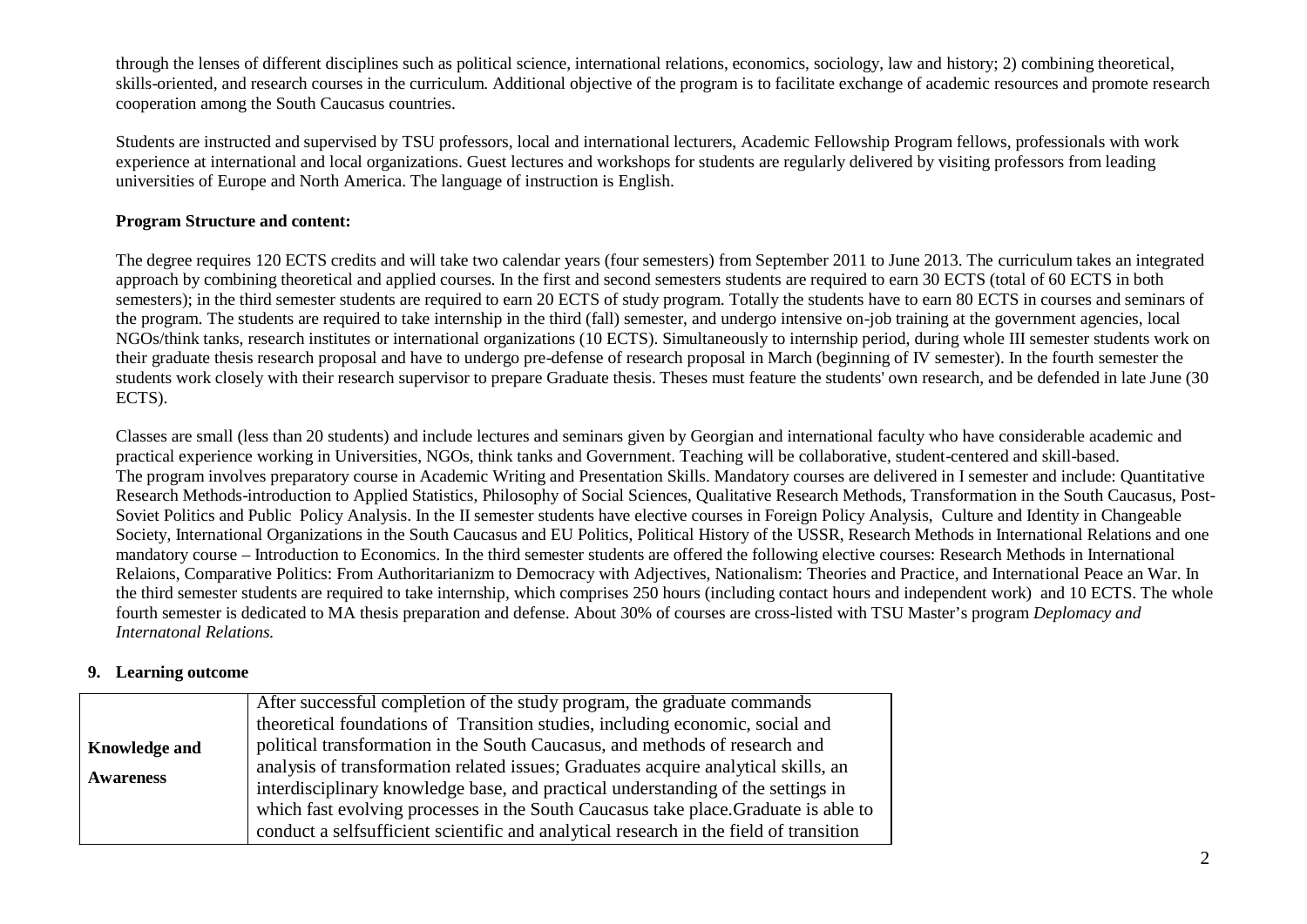through the lenses of different disciplines such as political science, international relations, economics, sociology, law and history; 2) combining theoretical, skills-oriented, and research courses in the curriculum. Additional objective of the program is to facilitate exchange of academic resources and promote research cooperation among the South Caucasus countries.

Students are instructed and supervised by TSU professors, local and international lecturers, Academic Fellowship Program fellows, professionals with work experience at international and local organizations. Guest lectures and workshops for students are regularly delivered by visiting professors from leading universities of Europe and North America. The language of instruction is English.

**Program Structure and content:**

The degree requires 120 ECTS credits and will take two calendar years (four semesters) from September 2011 to June 2013. The curriculum takes an integrated approach by combining theoretical and applied courses. In the first and second semesters students are required to earn 30 ECTS (total of 60 ECTS in both semesters); in the third semester students are required to earn 20 ECTS of study program. Totally the students have to earn 80 ECTS in courses and seminars of the program. The students are required to take internship in the third (fall) semester, and undergo intensive on-job training at the government agencies, local NGOs/think tanks, research institutes or international organizations (10 ECTS). Simultaneously to internship period, during whole III semester students work on their graduate thesis research proposal and have to undergo pre-defense of research proposal in March (beginning of IV semester). In the fourth semester the students work closely with their research supervisor to prepare Graduate thesis. Theses must feature the students' own research, and be defended in late June (30 ECTS).

Classes are small (less than 20 students) and include lectures and seminars given by Georgian and international faculty who have considerable academic and practical experience working in Universities, NGOs, think tanks and Government. Teaching will be collaborative, student-centered and skill-based.
The program involves preparatory course in Academic Writing and Presentation Skills. Mandatory courses are delivered in I semester and include: Quantitative Research Methods-introduction to Applied Statistics, Philosophy of Social Sciences, Qualitative Research Methods, Transformation in the South Caucasus, Post-Soviet Politics and Public Policy Analysis. In the II semester students have elective courses in Foreign Policy Analysis, Culture and Identity in Changeable Society, International Organizations in the South Caucasus and EU Politics, Political History of the USSR, Research Methods in International Relations and one mandatory course – Introduction to Economics. In the third semester students are offered the following elective courses: Research Methods in International Relaions, Comparative Politics: From Authoritarianizm to Democracy with Adjectives, Nationalism: Theories and Practice, and International Peace an War. In the third semester students are required to take internship, which comprises 250 hours (including contact hours and independent work) and 10 ECTS. The whole fourth semester is dedicated to MA thesis preparation and defense. About 30% of courses are cross-listed with TSU Master's program *Deplomacy and Internatonal Relations.*

## 9. Learning outcome

| | |
|---|---|
| **Knowledge and Awareness** | After successful completion of the study program, the graduate commands theoretical foundations of Transition studies, including economic, social and political transformation in the South Caucasus, and methods of research and analysis of transformation related issues; Graduates acquire analytical skills, an interdisciplinary knowledge base, and practical understanding of the settings in which fast evolving processes in the South Caucasus take place.Graduate is able to conduct a selfsufficient scientific and analytical research in the field of transition |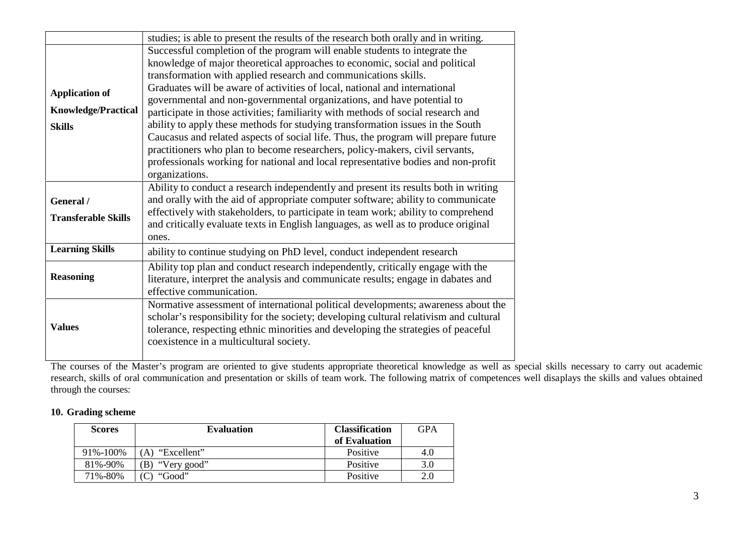| | |
|---|---|
| | studies; is able to present the results of the research both orally and in writing. |
| **Application of Knowledge/Practical Skills** | Successful completion of the program will enable students to integrate the knowledge of major theoretical approaches to economic, social and political transformation with applied research and communications skills. Graduates will be aware of activities of local, national and international governmental and non-governmental organizations, and have potential to participate in those activities; familiarity with methods of social research and ability to apply these methods for studying transformation issues in the South Caucasus and related aspects of social life. Thus, the program will prepare future practitioners who plan to become researchers, policy-makers, civil servants, professionals working for national and local representative bodies and non-profit organizations. |
| **General / Transferable Skills** | Ability to conduct a research independently and present its results both in writing and orally with the aid of appropriate computer software; ability to communicate effectively with stakeholders, to participate in team work; ability to comprehend and critically evaluate texts in English languages, as well as to produce original ones. |
| **Learning Skills** | ability to continue studying on PhD level, conduct independent research |
| **Reasoning** | Ability top plan and conduct research independently, critically engage with the literature, interpret the analysis and communicate results; engage in dabates and effective communication. |
| **Values** | Normative assessment of international political developments; awareness about the scholar's responsibility for the society; developing cultural relativism and cultural tolerance, respecting ethnic minorities and developing the strategies of peaceful coexistence in a multicultural society. |

The courses of the Master's program are oriented to give students appropriate theoretical knowledge as well as special skills necessary to carry out academic research, skills of oral communication and presentation or skills of team work. The following matrix of competences well disaplays the skills and values obtained through the courses:

## 10. Grading scheme

| Scores | Evaluation | Classification of Evaluation | GPA |
|---|---|---|---|
| 91%-100% | (A) "Excellent" | Positive | 4.0 |
| 81%-90% | (B) "Very good" | Positive | 3.0 |
| 71%-80% | (C) "Good" | Positive | 2.0 |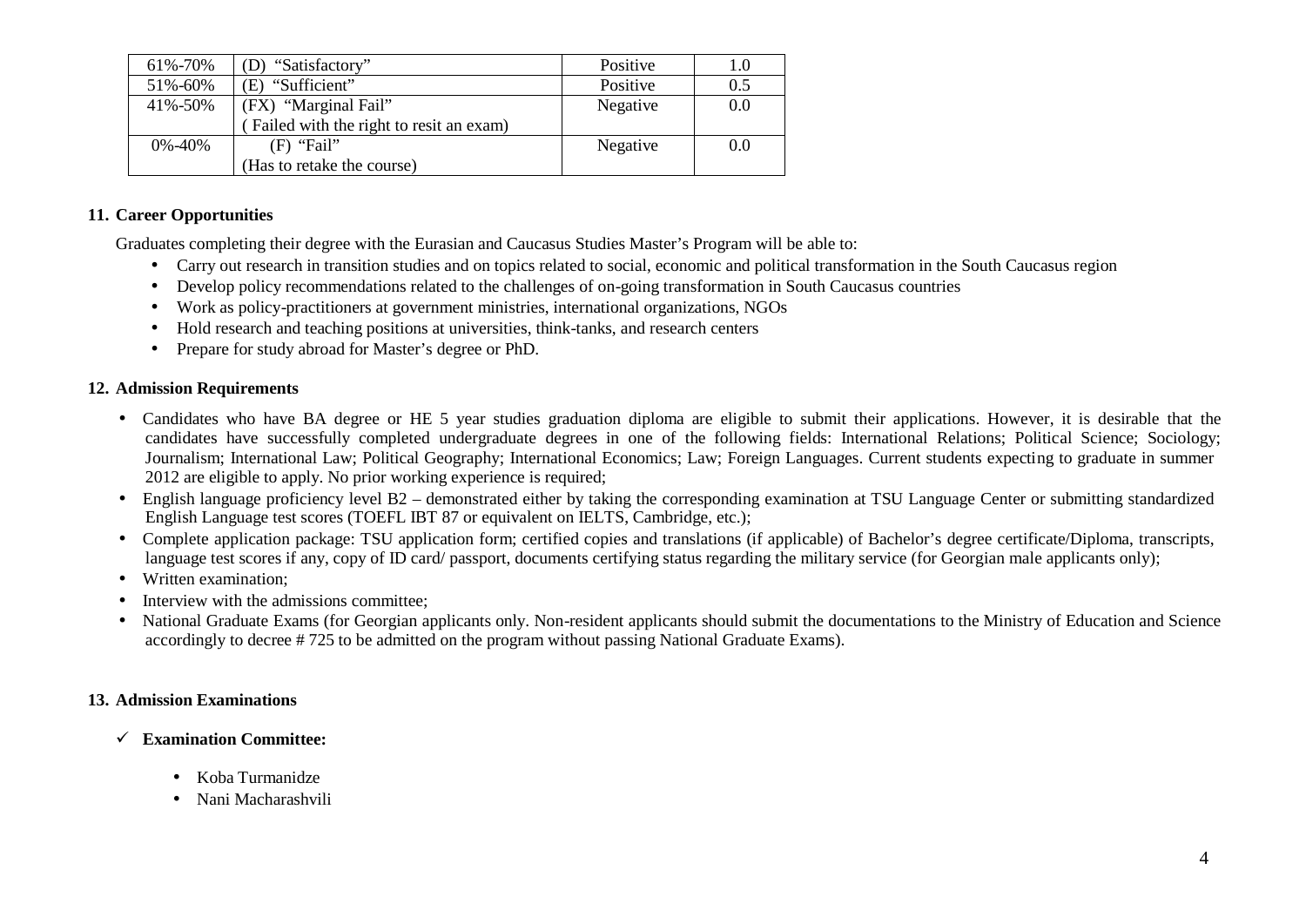| 61%-70% | (D) "Satisfactory" | Positive | 1.0 |
|---|---|---|---|
| 51%-60% | (E) "Sufficient" | Positive | 0.5 |
| 41%-50% | (FX) "Marginal Fail" ( Failed with the right to resit an exam) | Negative | 0.0 |
| 0%-40% | (F) "Fail" (Has to retake the course) | Negative | 0.0 |

### 11. Career Opportunities

Graduates completing their degree with the Eurasian and Caucasus Studies Master's Program will be able to:

- Carry out research in transition studies and on topics related to social, economic and political transformation in the South Caucasus region
- Develop policy recommendations related to the challenges of on-going transformation in South Caucasus countries
- Work as policy-practitioners at government ministries, international organizations, NGOs
- Hold research and teaching positions at universities, think-tanks, and research centers
- Prepare for study abroad for Master's degree or PhD.

### 12. Admission Requirements

- Candidates who have BA degree or HE 5 year studies graduation diploma are eligible to submit their applications. However, it is desirable that the candidates have successfully completed undergraduate degrees in one of the following fields: International Relations; Political Science; Sociology; Journalism; International Law; Political Geography; International Economics; Law; Foreign Languages. Current students expecting to graduate in summer 2012 are eligible to apply. No prior working experience is required;
- English language proficiency level B2 – demonstrated either by taking the corresponding examination at TSU Language Center or submitting standardized English Language test scores (TOEFL IBT 87 or equivalent on IELTS, Cambridge, etc.);
- Complete application package: TSU application form; certified copies and translations (if applicable) of Bachelor's degree certificate/Diploma, transcripts, language test scores if any, copy of ID card/ passport, documents certifying status regarding the military service (for Georgian male applicants only);
- Written examination;
- Interview with the admissions committee;
- National Graduate Exams (for Georgian applicants only. Non-resident applicants should submit the documentations to the Ministry of Education and Science accordingly to decree # 725 to be admitted on the program without passing National Graduate Exams).

### 13. Admission Examinations

- ✓ **Examination Committee:**
  - Koba Turmanidze
  - Nani Macharashvili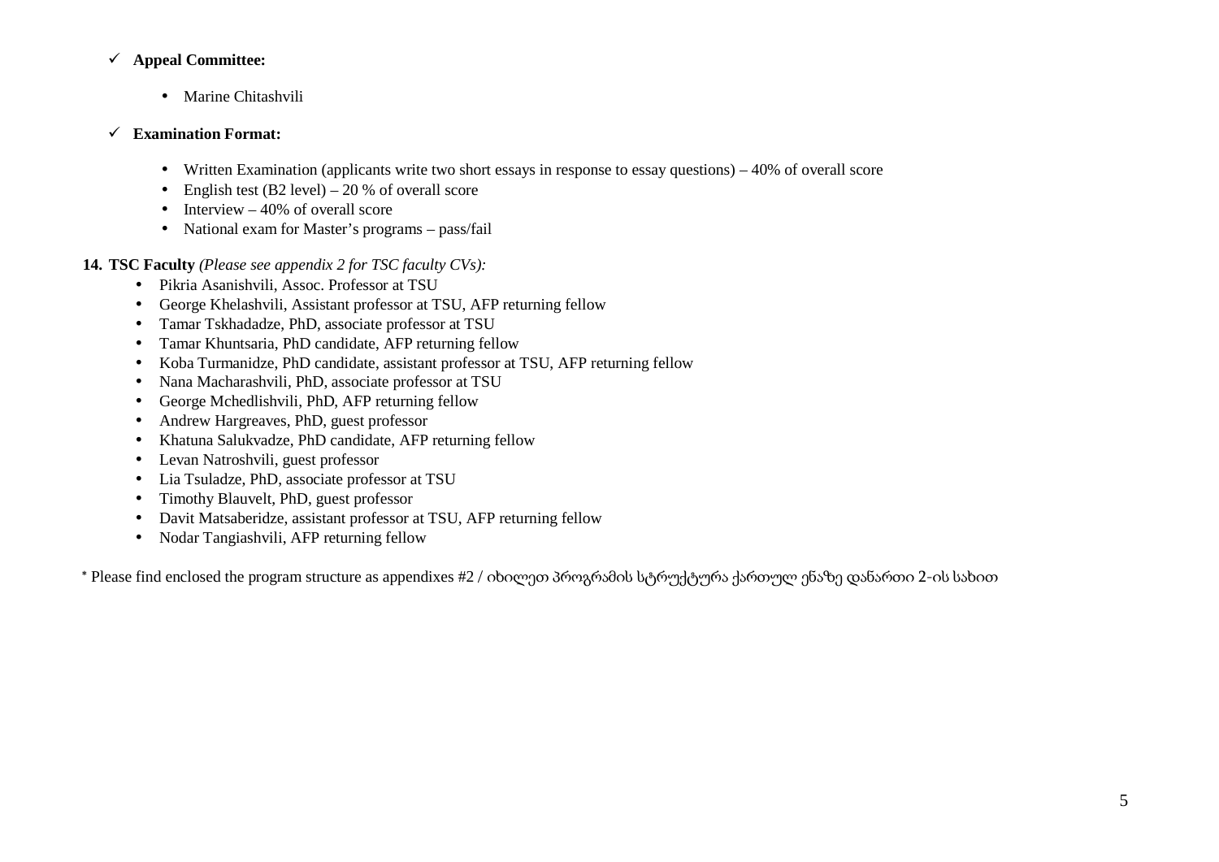- ✓ **Appeal Committee:**
  - Marine Chitashvili

- ✓ **Examination Format:**
  - Written Examination (applicants write two short essays in response to essay questions) – 40% of overall score
  - English test (B2 level) – 20 % of overall score
  - Interview – 40% of overall score
  - National exam for Master's programs – pass/fail

**14. TSC Faculty** *(Please see appendix 2 for TSC faculty CVs):*

- Pikria Asanishvili, Assoc. Professor at TSU
- George Khelashvili, Assistant professor at TSU, AFP returning fellow
- Tamar Tskhadadze, PhD, associate professor at TSU
- Tamar Khuntsaria, PhD candidate, AFP returning fellow
- Koba Turmanidze, PhD candidate, assistant professor at TSU, AFP returning fellow
- Nana Macharashvili, PhD, associate professor at TSU
- George Mchedlishvili, PhD, AFP returning fellow
- Andrew Hargreaves, PhD, guest professor
- Khatuna Salukvadze, PhD candidate, AFP returning fellow
- Levan Natroshvili, guest professor
- Lia Tsuladze, PhD, associate professor at TSU
- Timothy Blauvelt, PhD, guest professor
- Davit Matsaberidze, assistant professor at TSU, AFP returning fellow
- Nodar Tangiashvili, AFP returning fellow

* Please find enclosed the program structure as appendixes #2 / იხილეთ პროგრამის სტრუქტურა ქართულ ენაზე დანართი 2-ის სახით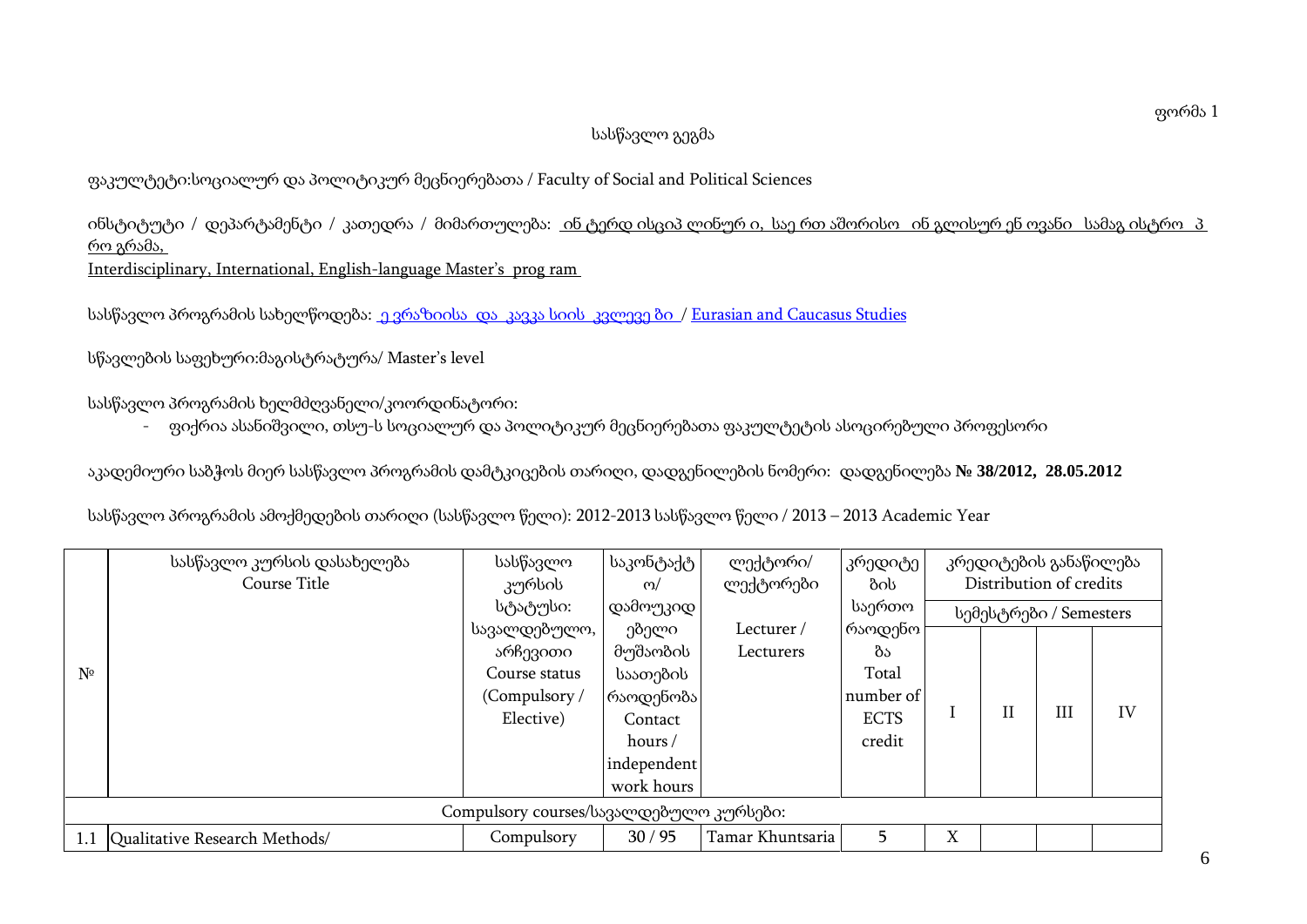ფორმა 1

სასწავლო გეგმა

ფაკულტეტი:სოციალურ და პოლიტიკურ მეცნიერებათა / Faculty of Social and Political Sciences

ინსტიტუტი / დეპარტამენტი / კათედრა / მიმართულება: ინ ტერდ ისციპ ლინურ ი, საე რთ აშორისო ინ გლისურ ენ ოვანი სამაგ ისტრო პ რო გრამა,
Interdisciplinary, International, English-language Master's prog ram

სასწავლო პროგრამის სახელწოდება: ე ვრაზიისა და კავკა სიის კვლევე ბი / Eurasian and Caucasus Studies

სწავლების საფეხური:მაგისტრატურა/ Master's level

სასწავლო პროგრამის ხელმძღვანელი/კოორდინატორი:

- ფიქრია ასანიშვილი, თსუ-ს სოციალურ და პოლიტიკურ მეცნიერებათა ფაკულტეტის ასოცირებული პროფესორი

აკადემიური საბჭოს მიერ სასწავლო პროგრამის დამტკიცების თარიღი, დადგენილების ნომერი: დადგენილება **№ 38/2012, 28.05.2012**

სასწავლო პროგრამის ამოქმედების თარიღი (სასწავლო წელი): 2012-2013 სასწავლო წელი / 2013 – 2013 Academic Year

| № | სასწავლო კურსის დასახელება Course Title | სასწავლო კურსის სტატუსი: სავალდებულო, არჩევითი Course status (Compulsory / Elective) | საკონტაქტო/ დამოუკიდებელი მუშაობის საათების რაოდენობა Contact hours / independent work hours | ლექტორი/ ლექტორები Lecturer / Lecturers | კრედიტების საერთო რაოდენობა Total number of ECTS credit | კრედიტების განაწილება Distribution of credits | | | |
|---|---|---|---|---|---|---|---|---|---|
| | | | | | | სემესტრები / Semesters | | | |
| | | | | | | I | II | III | IV |
| | Compulsory courses/სავალდებულო კურსები: | | | | | | | | |
| 1.1 | Qualitative Research Methods/ | Compulsory | 30 / 95 | Tamar Khuntsaria | 5 | X | | | |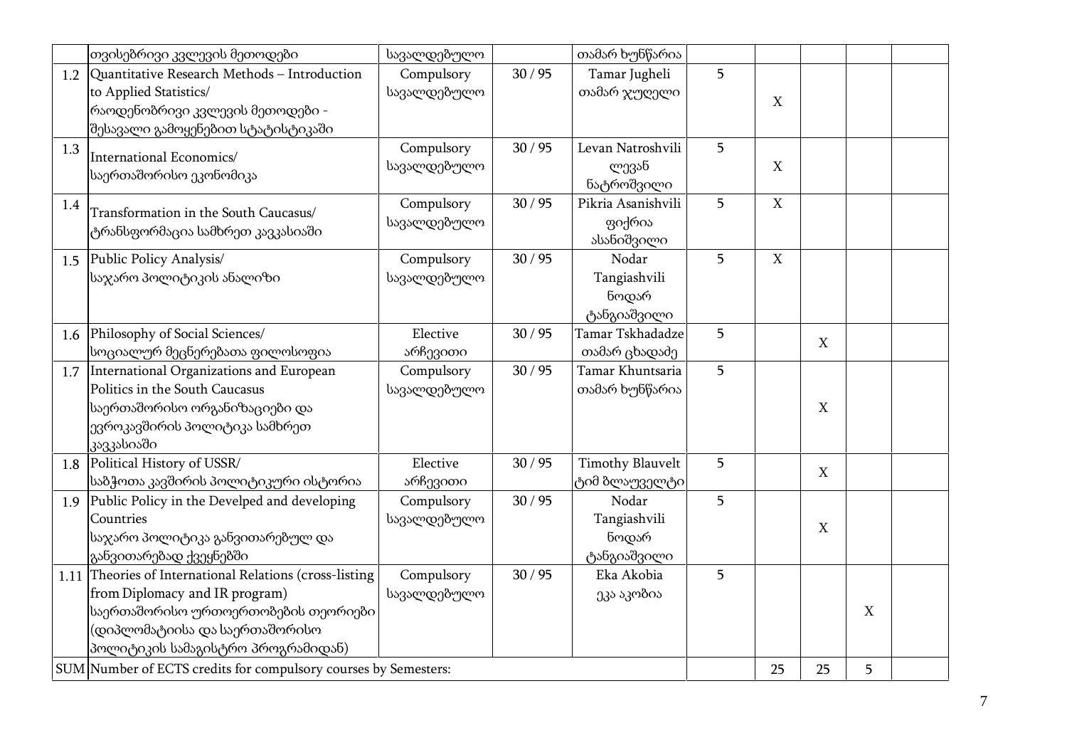| | | | | | | | | | |
|---|---|---|---|---|---|---|---|---|---|
| | თვისებრივი კვლევის მეთოდები | სავალდებულო | | თამარ ხუნწარია | | | | | |
| 1.2 | Quantitative Research Methods – Introduction to Applied Statistics/ რაოდენობრივი კვლევის მეთოდები - შესავალი გამოყენებით სტატისტიკაში | Compulsory სავალდებულო | 30 / 95 | Tamar Jugheli თამარ ჯუღელი | 5 | X | | | |
| 1.3 | International Economics/ საერთაშორისო ეკონომიკა | Compulsory სავალდებულო | 30 / 95 | Levan Natroshvili ლევან ნატროშვილი | 5 | X | | | |
| 1.4 | Transformation in the South Caucasus/ ტრანსფორმაცია სამხრეთ კავკასიაში | Compulsory სავალდებულო | 30 / 95 | Pikria Asanishvili ფიქრია ასანიშვილი | 5 | X | | | |
| 1.5 | Public Policy Analysis/ საჯარო პოლიტიკის ანალიზი | Compulsory სავალდებულო | 30 / 95 | Nodar Tangiashvili ნოდარ ტანგიაშვილი | 5 | X | | | |
| 1.6 | Philosophy of Social Sciences/ სოციალურ მეცნერებათა ფილოსოფია | Elective არჩევითი | 30 / 95 | Tamar Tskhadadze თამარ ცხადაძე | 5 | | X | | |
| 1.7 | International Organizations and European Politics in the South Caucasus საერთაშორისო ორგანიზაციები და ევროკავშირის პოლიტიკა სამხრეთ კავკასიაში | Compulsory სავალდებულო | 30 / 95 | Tamar Khuntsaria თამარ ხუნწარია | 5 | | X | | |
| 1.8 | Political History of USSR/ საბჭოთა კავშირის პოლიტიკური ისტორია | Elective არჩევითი | 30 / 95 | Timothy Blauvelt ტიმ ბლაუველტი | 5 | | X | | |
| 1.9 | Public Policy in the Develped and developing Countries საჯარო პოლიტიკა განვითარებულ და განვითარებად ქვეყნებში | Compulsory სავალდებულო | 30 / 95 | Nodar Tangiashvili ნოდარ ტანგიაშვილი | 5 | | X | | |
| 1.11 | Theories of International Relations (cross-listing from Diplomacy and IR program) საერთაშორისო ურთიერთობების თეორიები (დიპლომატიისა და საერთაშორისო პოლიტიკის სამაგისტრო პროგრამიდან) | Compulsory სავალდებულო | 30 / 95 | Eka Akobia ეკა აკობია | 5 | | | X | |
| SUM | Number of ECTS credits for compulsory courses by Semesters: | | | | | 25 | 25 | 5 | |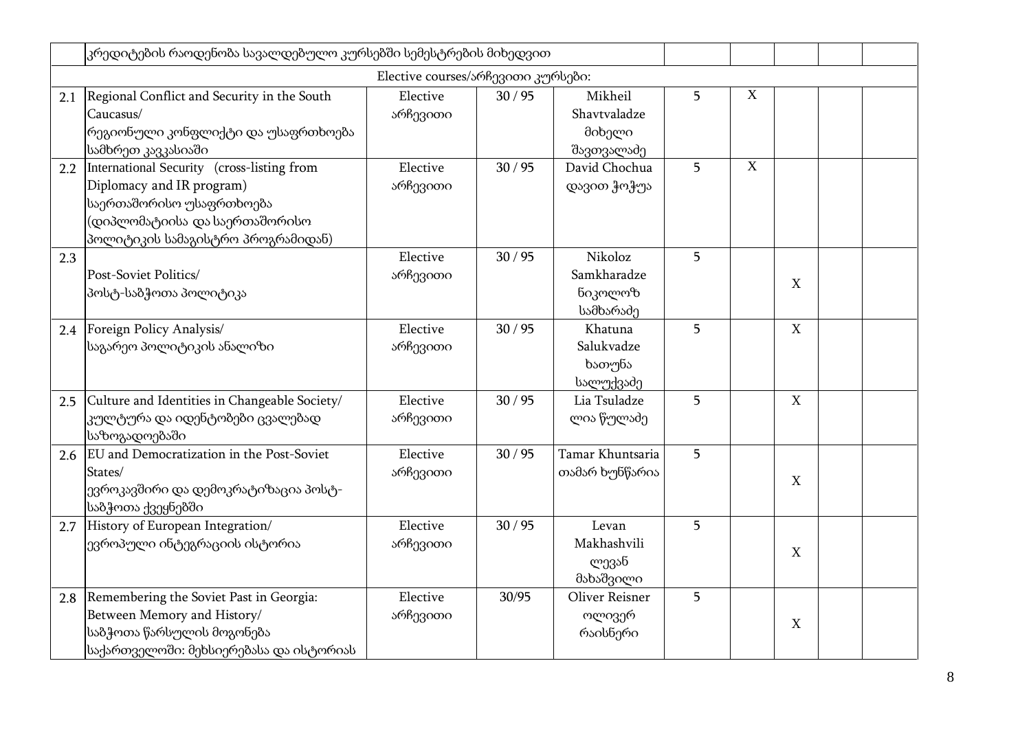| | კრედიტების რაოდენობა სავალდებულო კურსებში სემესტრების მიხედვით | | | | | | | | |
|---|---|---|---|---|---|---|---|---|---|
| | | | Elective courses/არჩევითი კურსები: | | | | | | |
| 2.1 | Regional Conflict and Security in the South Caucasus/ რეგიონული კონფლიქტი და უსაფრთხოება სამხრეთ კავკასიაში | Elective არჩევითი | 30 / 95 | Mikheil Shavtvaladze მიხეილი შავთვალაძე | 5 | X | | | |
| 2.2 | International Security (cross-listing from Diplomacy and IR program) საერთაშორისო უსაფრთხოება (დიპლომატიისა და საერთაშორისო პოლიტიკის სამაგისტრო პროგრამიდან) | Elective არჩევითი | 30 / 95 | David Chochua დავით ჭოჭუა | 5 | X | | | |
| 2.3 | Post-Soviet Politics/ პოსტ-საბჭოთა პოლიტიკა | Elective არჩევითი | 30 / 95 | Nikoloz Samkharadze ნიკოლოზ სამხარაძე | 5 | | X | | |
| 2.4 | Foreign Policy Analysis/ საგარეო პოლიტიკის ანალიზი | Elective არჩევითი | 30 / 95 | Khatuna Salukvadze ხათუნა სალუქვაძე | 5 | | X | | |
| 2.5 | Culture and Identities in Changeable Society/ კულტურა და იდენტობები ცვალებად საზოგადოებაში | Elective არჩევითი | 30 / 95 | Lia Tsuladze ლია წულაძე | 5 | | X | | |
| 2.6 | EU and Democratization in the Post-Soviet States/ ევროკავშირი და დემოკრატიზაცია პოსტ-საბჭოთა ქვეყნებში | Elective არჩევითი | 30 / 95 | Tamar Khuntsaria თამარ ხუნწარია | 5 | | X | | |
| 2.7 | History of European Integration/ ევროპული ინტეგრაციის ისტორია | Elective არჩევითი | 30 / 95 | Levan Makhashvili ლევან მახაშვილი | 5 | | X | | |
| 2.8 | Remembering the Soviet Past in Georgia: Between Memory and History/ საბჭოთა წარსულის მოგონება საქართველოში: მეხსიერებასა და ისტორიას | Elective არჩევითი | 30/95 | Oliver Reisner ოლივერ რაისნერი | 5 | | X | | |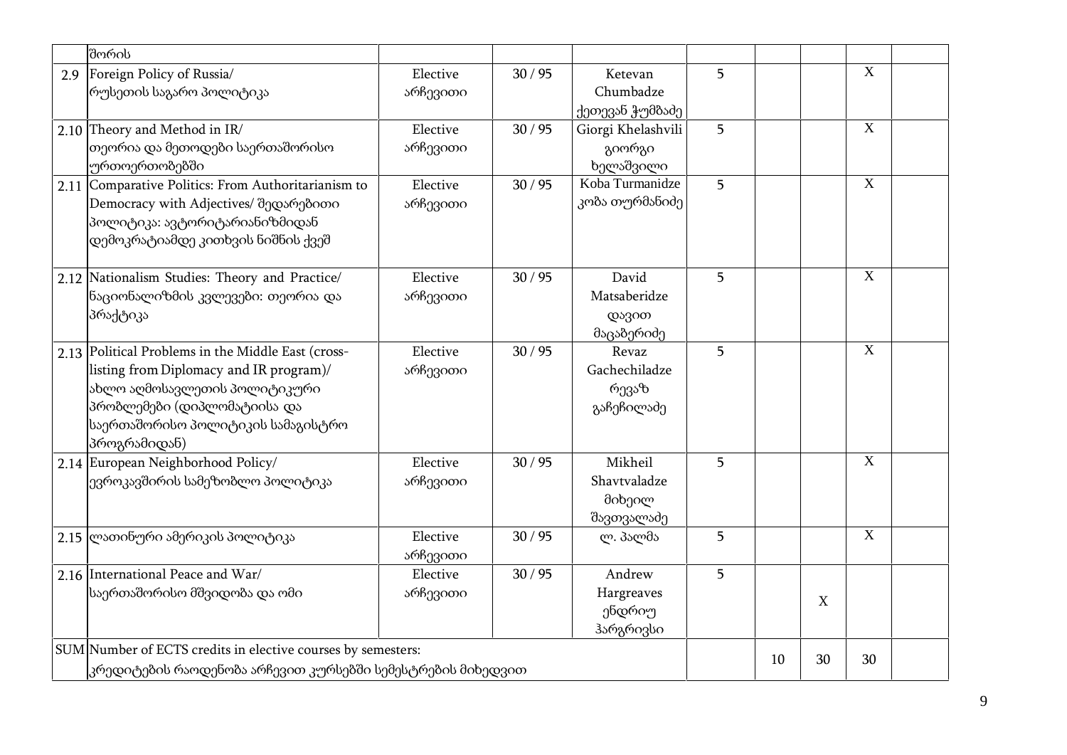| | შორის | | | | | | | | |
|---|---|---|---|---|---|---|---|---|---|
| 2.9 | Foreign Policy of Russia/ რუსეთის საგარო პოლიტიკა | Elective არჩევითი | 30 / 95 | Ketevan Chumbadze ქეთევან ჭუმბაძე | 5 | | | X | |
| 2.10 | Theory and Method in IR/ თეორია და მეთოდები საერთაშორისო ურთიერთობებში | Elective არჩევითი | 30 / 95 | Giorgi Khelashvili გიორგი ხელაშვილი | 5 | | | X | |
| 2.11 | Comparative Politics: From Authoritarianism to Democracy with Adjectives/ შედარებითი პოლიტიკა: ავტორიტარიანიზმიდან დემოკრატიამდე კითხვის ნიშნის ქვეშ | Elective არჩევითი | 30 / 95 | Koba Turmanidze კობა თურმანიძე | 5 | | | X | |
| 2.12 | Nationalism Studies: Theory and Practice/ ნაციონალიზმის კვლევები: თეორია და პრაქტიკა | Elective არჩევითი | 30 / 95 | David Matsaberidze დავით მაცაბერიძე | 5 | | | X | |
| 2.13 | Political Problems in the Middle East (cross-listing from Diplomacy and IR program)/ ახლო აღმოსავლეთის პოლიტიკური პრობლემები (დიპლომატიისა და საერთაშორისო პოლიტიკის სამაგისტრო პროგრამიდან) | Elective არჩევითი | 30 / 95 | Revaz Gachechiladze რევაზ გაჩეჩილაძე | 5 | | | X | |
| 2.14 | European Neighborhood Policy/ ევროკავშირის სამეზობლო პოლიტიკა | Elective არჩევითი | 30 / 95 | Mikheil Shavtvaladze მიხეილ შავთვალაძე | 5 | | | X | |
| 2.15 | ლათინური ამერიკის პოლიტიკა | Elective არჩევითი | 30 / 95 | ლ. პალმა | 5 | | | X | |
| 2.16 | International Peace and War/ საერთაშორისო მშვიდობა და ომი | Elective არჩევითი | 30 / 95 | Andrew Hargreaves ენდრიუ ჰარგრივსი | 5 | | X | | |
| SUM | Number of ECTS credits in elective courses by semesters: კრედიტების რაოდენობა არჩევით კურსებში სემესტრების მიხედვით | | | | | 10 | 30 | 30 | |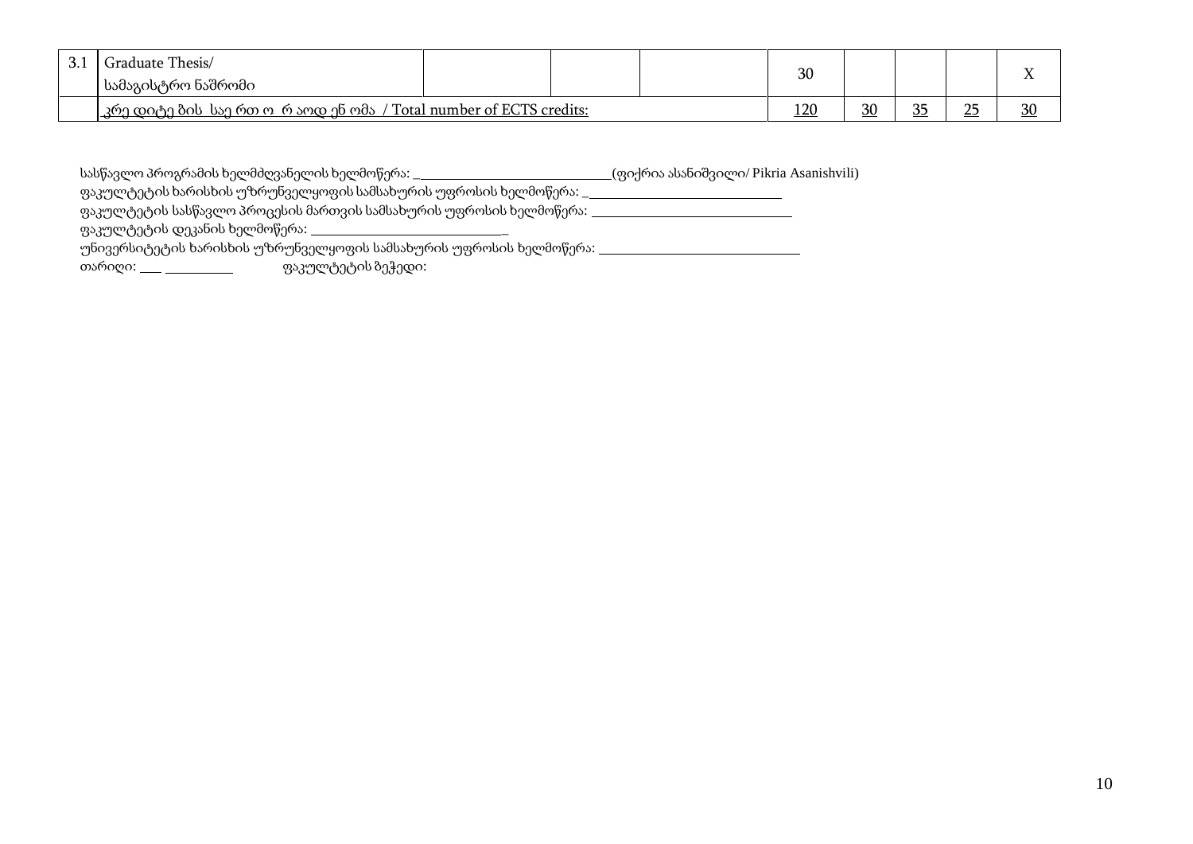| | | | | | | | | | |
|---|---|---|---|---|---|---|---|---|---|
| 3.1 | Graduate Thesis/ სამაგისტრო ნაშრომი | | | | 30 | | | | X |
| | კრე დიტე ბის საე რთ ო რ აოდ ენ ომა / Total number of ECTS credits: | | | | 120 | 30 | 35 | 25 | 30 |

სასწავლო პროგრამის ხელმძღვანელის ხელმოწერა: _____________________________(ფიქრია ასანიშვილი/ Pikria Asanishvili)

ფაკულტეტის ხარისხის უზრუნველყოფის სამსახურის უფროსის ხელმოწერა: _____________________________

ფაკულტეტის სასწავლო პროცესის მართვის სამსახურის უფროსის ხელმოწერა: _____________________________

ფაკულტეტის დეკანის ხელმოწერა: _____________________________

უნივერსიტეტის ხარისხის უზრუნველყოფის სამსახურის უფროსის ხელმოწერა: _____________________________

თარიღი: ___ _________ ფაკულტეტის ბეჭედი: